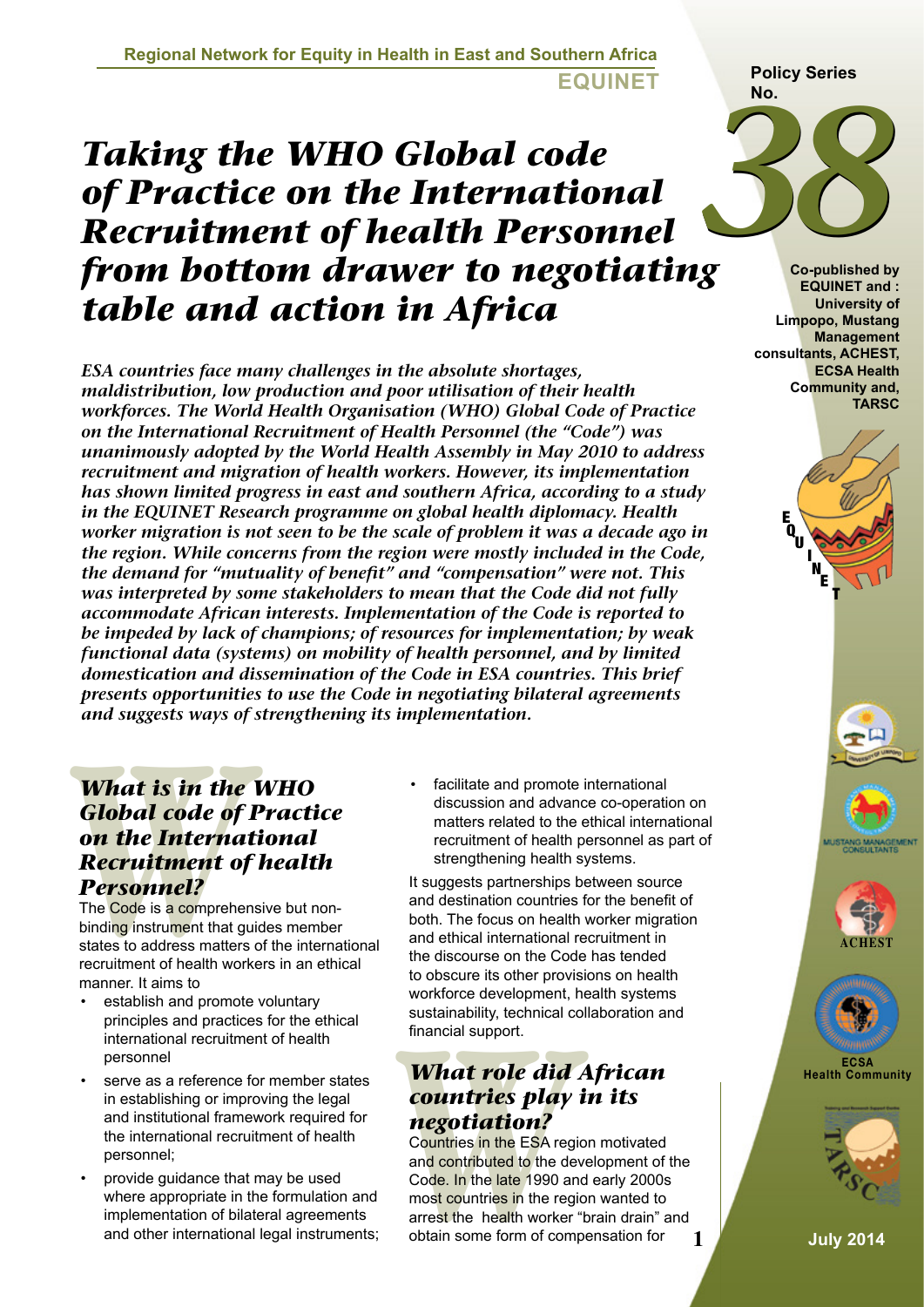Regional Network for Equity in Health in East and Southern Africa

EQUINET

Policy Series No. 38

# *Taking the WHO Global code of Practice on the International Recruitment of health Personnel from bottom drawer to negotiating table and action in Africa*

Co-published by EQUINET and : University of Limpopo, Mustang Management consultants, ACHEST, ECSA Health Community and, TARSC

July 2014

***ESA countries face many challenges in the absolute shortages, maldistribution, low production and poor utilisation of their health workforces. The World Health Organisation (WHO) Global Code of Practice on the International Recruitment of Health Personnel (the "Code") was unanimously adopted by the World Health Assembly in May 2010 to address recruitment and migration of health workers. However, its implementation has shown limited progress in east and southern Africa, according to a study in the EQUINET Research programme on global health diplomacy. Health worker migration is not seen to be the scale of problem it was a decade ago in the region. While concerns from the region were mostly included in the Code, the demand for "mutuality of benefit" and "compensation" were not. This was interpreted by some stakeholders to mean that the Code did not fully accommodate African interests. Implementation of the Code is reported to be impeded by lack of champions; of resources for implementation; by weak functional data (systems) on mobility of health personnel, and by limited domestication and dissemination of the Code in ESA countries. This brief presents opportunities to use the Code in negotiating bilateral agreements and suggests ways of strengthening its implementation.***

## *What is in the WHO Global code of Practice on the International Recruitment of health Personnel?*

The Code is a comprehensive but non-binding instrument that guides member states to address matters of the international recruitment of health workers in an ethical manner. It aims to

- establish and promote voluntary principles and practices for the ethical international recruitment of health personnel
- serve as a reference for member states in establishing or improving the legal and institutional framework required for the international recruitment of health personnel;
- provide guidance that may be used where appropriate in the formulation and implementation of bilateral agreements and other international legal instruments;
- facilitate and promote international discussion and advance co-operation on matters related to the ethical international recruitment of health personnel as part of strengthening health systems.

It suggests partnerships between source and destination countries for the benefit of both. The focus on health worker migration and ethical international recruitment in the discourse on the Code has tended to obscure its other provisions on health workforce development, health systems sustainability, technical collaboration and financial support.

## *What role did African countries play in its negotiation?*

Countries in the ESA region motivated and contributed to the development of the Code. In the late 1990 and early 2000s most countries in the region wanted to arrest the health worker "brain drain" and obtain some form of compensation for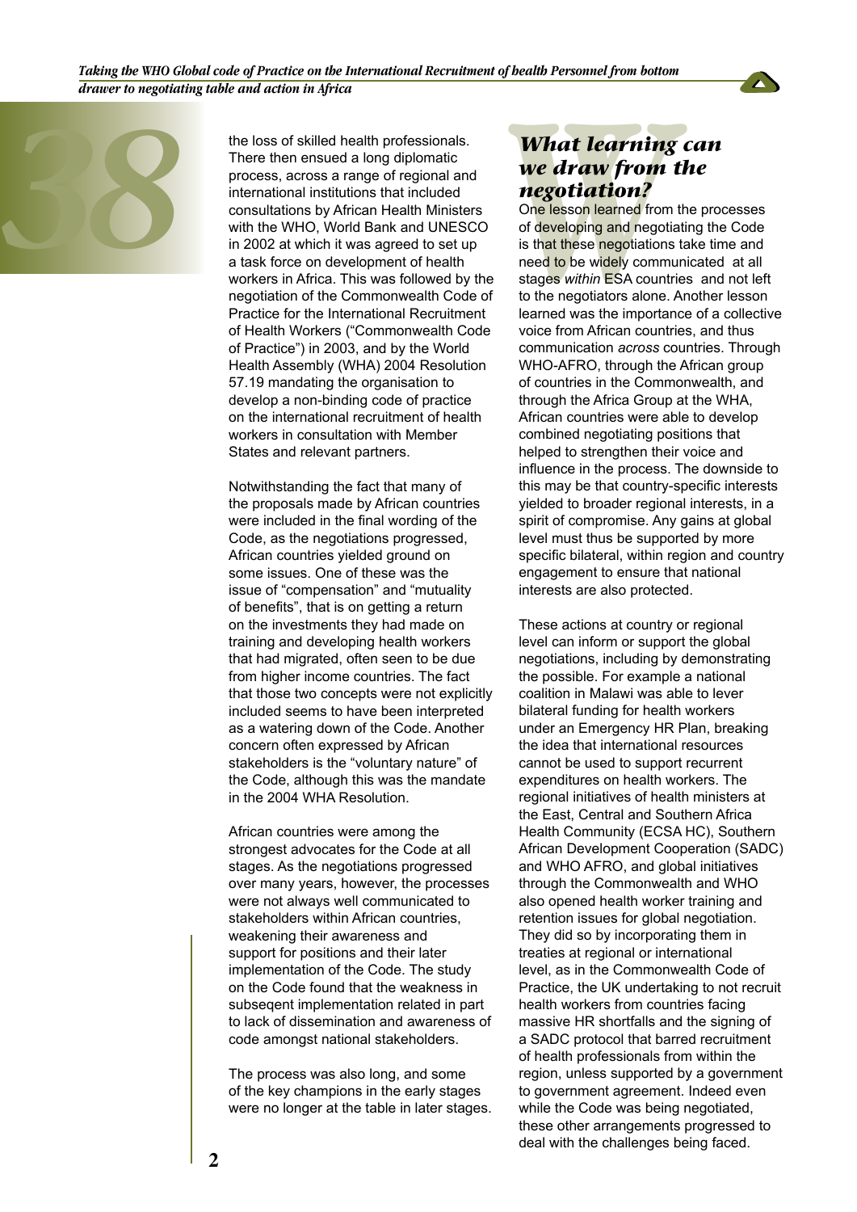the loss of skilled health professionals. There then ensued a long diplomatic process, across a range of regional and international institutions that included consultations by African Health Ministers with the WHO, World Bank and UNESCO in 2002 at which it was agreed to set up a task force on development of health workers in Africa. This was followed by the negotiation of the Commonwealth Code of Practice for the International Recruitment of Health Workers ("Commonwealth Code of Practice") in 2003, and by the World Health Assembly (WHA) 2004 Resolution 57.19 mandating the organisation to develop a non-binding code of practice on the international recruitment of health workers in consultation with Member States and relevant partners.

Notwithstanding the fact that many of the proposals made by African countries were included in the final wording of the Code, as the negotiations progressed, African countries yielded ground on some issues. One of these was the issue of "compensation" and "mutuality of benefits", that is on getting a return on the investments they had made on training and developing health workers that had migrated, often seen to be due from higher income countries. The fact that those two concepts were not explicitly included seems to have been interpreted as a watering down of the Code. Another concern often expressed by African stakeholders is the "voluntary nature" of the Code, although this was the mandate in the 2004 WHA Resolution.

African countries were among the strongest advocates for the Code at all stages. As the negotiations progressed over many years, however, the processes were not always well communicated to stakeholders within African countries, weakening their awareness and support for positions and their later implementation of the Code. The study on the Code found that the weakness in subseqent implementation related in part to lack of dissemination and awareness of code amongst national stakeholders.

The process was also long, and some of the key champions in the early stages were no longer at the table in later stages.

## *What learning can we draw from the negotiation?*

One lesson learned from the processes of developing and negotiating the Code is that these negotiations take time and need to be widely communicated at all stages *within* ESA countries and not left to the negotiators alone. Another lesson learned was the importance of a collective voice from African countries, and thus communication *across* countries. Through WHO-AFRO, through the African group of countries in the Commonwealth, and through the Africa Group at the WHA, African countries were able to develop combined negotiating positions that helped to strengthen their voice and influence in the process. The downside to this may be that country-specific interests yielded to broader regional interests, in a spirit of compromise. Any gains at global level must thus be supported by more specific bilateral, within region and country engagement to ensure that national interests are also protected.

These actions at country or regional level can inform or support the global negotiations, including by demonstrating the possible. For example a national coalition in Malawi was able to lever bilateral funding for health workers under an Emergency HR Plan, breaking the idea that international resources cannot be used to support recurrent expenditures on health workers. The regional initiatives of health ministers at the East, Central and Southern Africa Health Community (ECSA HC), Southern African Development Cooperation (SADC) and WHO AFRO, and global initiatives through the Commonwealth and WHO also opened health worker training and retention issues for global negotiation. They did so by incorporating them in treaties at regional or international level, as in the Commonwealth Code of Practice, the UK undertaking to not recruit health workers from countries facing massive HR shortfalls and the signing of a SADC protocol that barred recruitment of health professionals from within the region, unless supported by a government to government agreement. Indeed even while the Code was being negotiated, these other arrangements progressed to deal with the challenges being faced.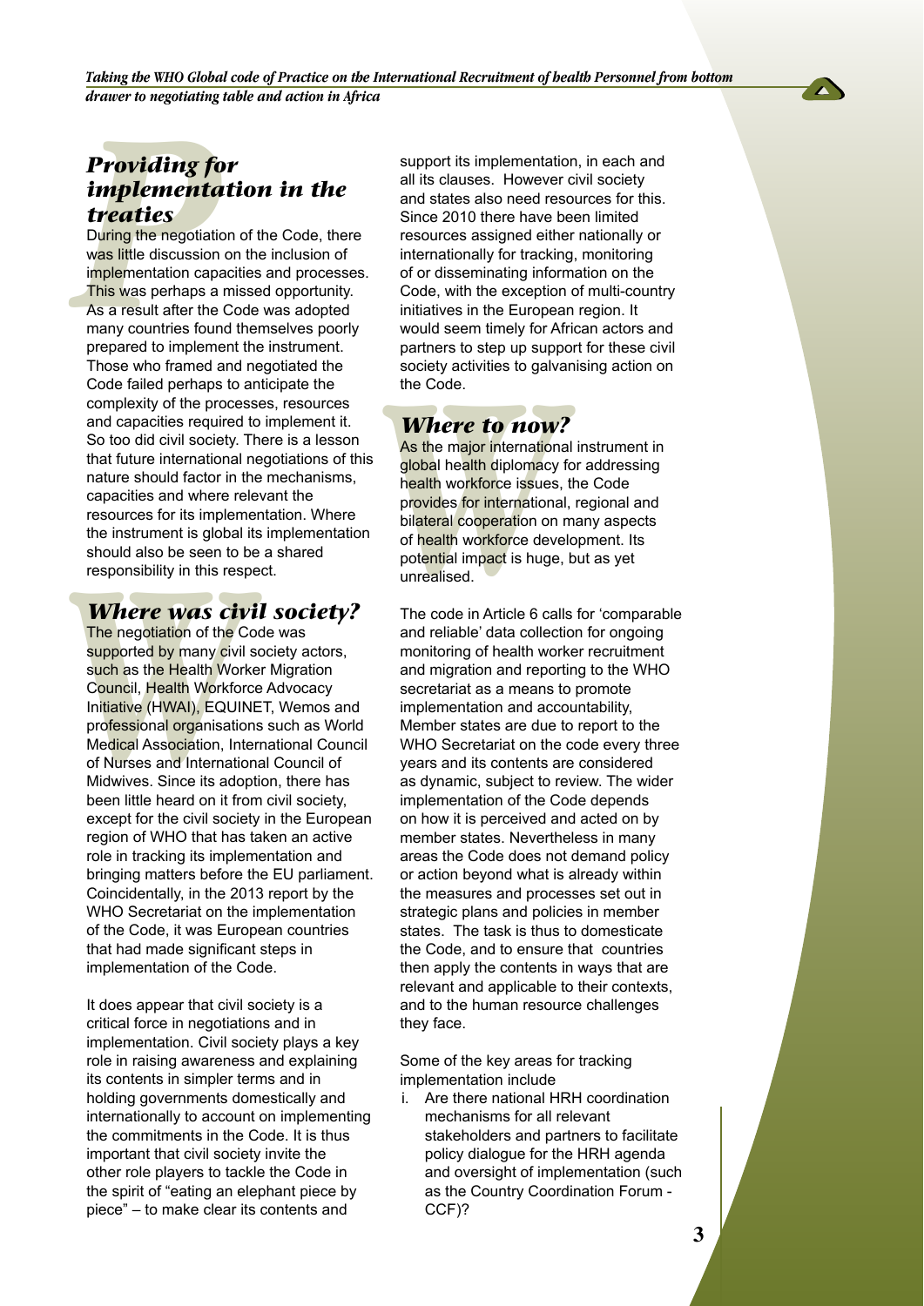## *Providing for implementation in the treaties*

During the negotiation of the Code, there was little discussion on the inclusion of implementation capacities and processes. This was perhaps a missed opportunity. As a result after the Code was adopted many countries found themselves poorly prepared to implement the instrument. Those who framed and negotiated the Code failed perhaps to anticipate the complexity of the processes, resources and capacities required to implement it. So too did civil society. There is a lesson that future international negotiations of this nature should factor in the mechanisms, capacities and where relevant the resources for its implementation. Where the instrument is global its implementation should also be seen to be a shared responsibility in this respect.

## *Where was civil society?*

The negotiation of the Code was supported by many civil society actors, such as the Health Worker Migration Council, Health Workforce Advocacy Initiative (HWAI), EQUINET, Wemos and professional organisations such as World Medical Association, International Council of Nurses and International Council of Midwives. Since its adoption, there has been little heard on it from civil society, except for the civil society in the European region of WHO that has taken an active role in tracking its implementation and bringing matters before the EU parliament. Coincidentally, in the 2013 report by the WHO Secretariat on the implementation of the Code, it was European countries that had made significant steps in implementation of the Code.

It does appear that civil society is a critical force in negotiations and in implementation. Civil society plays a key role in raising awareness and explaining its contents in simpler terms and in holding governments domestically and internationally to account on implementing the commitments in the Code. It is thus important that civil society invite the other role players to tackle the Code in the spirit of "eating an elephant piece by piece" – to make clear its contents and support its implementation, in each and all its clauses. However civil society and states also need resources for this. Since 2010 there have been limited resources assigned either nationally or internationally for tracking, monitoring of or disseminating information on the Code, with the exception of multi-country initiatives in the European region. It would seem timely for African actors and partners to step up support for these civil society activities to galvanising action on the Code.

## *Where to now?*

As the major international instrument in global health diplomacy for addressing health workforce issues, the Code provides for international, regional and bilateral cooperation on many aspects of health workforce development. Its potential impact is huge, but as yet unrealised.

The code in Article 6 calls for 'comparable and reliable' data collection for ongoing monitoring of health worker recruitment and migration and reporting to the WHO secretariat as a means to promote implementation and accountability, Member states are due to report to the WHO Secretariat on the code every three years and its contents are considered as dynamic, subject to review. The wider implementation of the Code depends on how it is perceived and acted on by member states. Nevertheless in many areas the Code does not demand policy or action beyond what is already within the measures and processes set out in strategic plans and policies in member states. The task is thus to domesticate the Code, and to ensure that countries then apply the contents in ways that are relevant and applicable to their contexts, and to the human resource challenges they face.

Some of the key areas for tracking implementation include

i. Are there national HRH coordination mechanisms for all relevant stakeholders and partners to facilitate policy dialogue for the HRH agenda and oversight of implementation (such as the Country Coordination Forum - CCF)?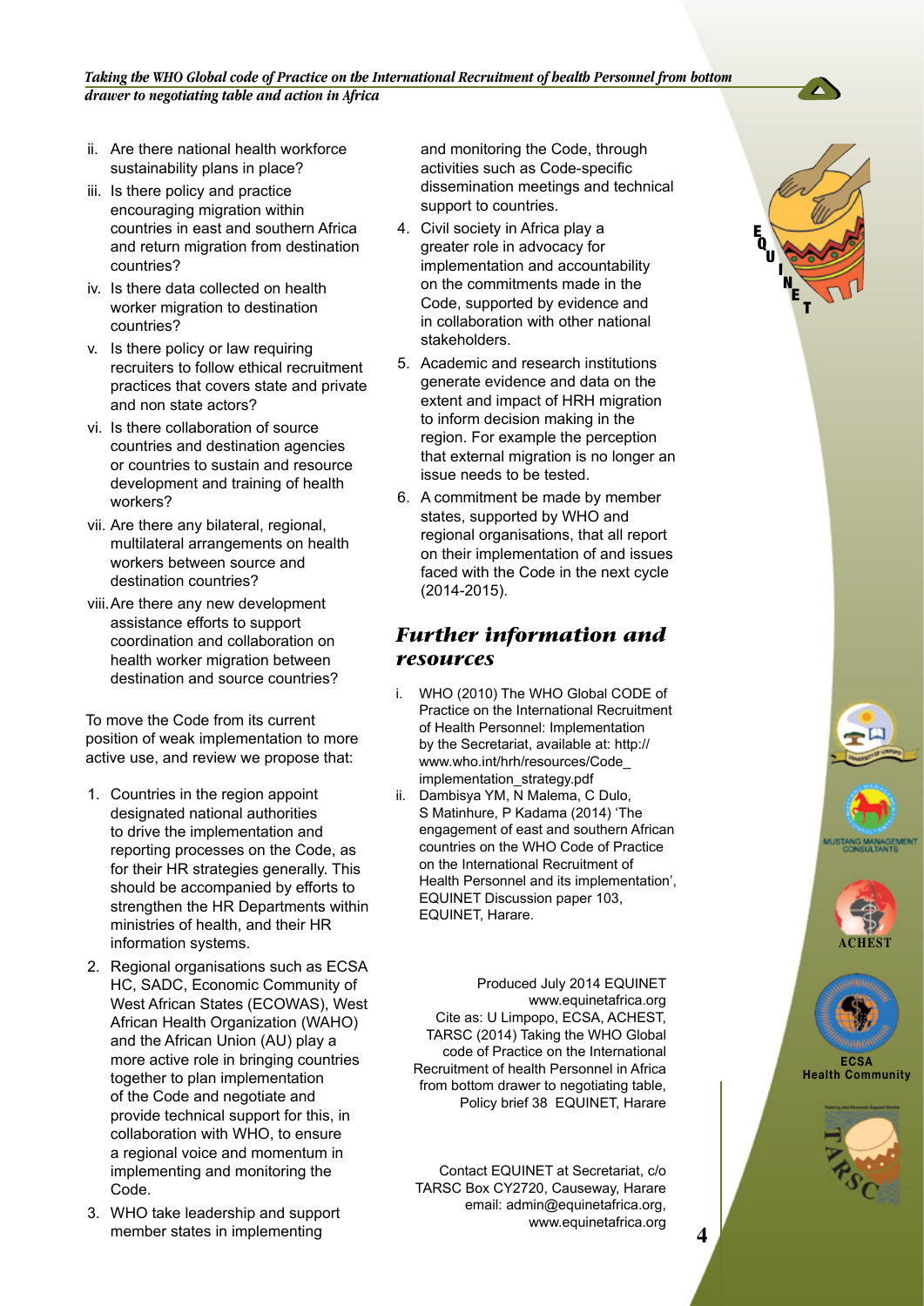ii. Are there national health workforce sustainability plans in place?
iii. Is there policy and practice encouraging migration within countries in east and southern Africa and return migration from destination countries?
iv. Is there data collected on health worker migration to destination countries?
v. Is there policy or law requiring recruiters to follow ethical recruitment practices that covers state and private and non state actors?
vi. Is there collaboration of source countries and destination agencies or countries to sustain and resource development and training of health workers?
vii. Are there any bilateral, regional, multilateral arrangements on health workers between source and destination countries?
viii. Are there any new development assistance efforts to support coordination and collaboration on health worker migration between destination and source countries?

To move the Code from its current position of weak implementation to more active use, and review we propose that:

1. Countries in the region appoint designated national authorities to drive the implementation and reporting processes on the Code, as for their HR strategies generally. This should be accompanied by efforts to strengthen the HR Departments within ministries of health, and their HR information systems.
2. Regional organisations such as ECSA HC, SADC, Economic Community of West African States (ECOWAS), West African Health Organization (WAHO) and the African Union (AU) play a more active role in bringing countries together to plan implementation of the Code and negotiate and provide technical support for this, in collaboration with WHO, to ensure a regional voice and momentum in implementing and monitoring the Code.
3. WHO take leadership and support member states in implementing and monitoring the Code, through activities such as Code-specific dissemination meetings and technical support to countries.
4. Civil society in Africa play a greater role in advocacy for implementation and accountability on the commitments made in the Code, supported by evidence and in collaboration with other national stakeholders.
5. Academic and research institutions generate evidence and data on the extent and impact of HRH migration to inform decision making in the region. For example the perception that external migration is no longer an issue needs to be tested.
6. A commitment be made by member states, supported by WHO and regional organisations, that all report on their implementation of and issues faced with the Code in the next cycle (2014-2015).

## Further information and resources

i. WHO (2010) The WHO Global CODE of Practice on the International Recruitment of Health Personnel: Implementation by the Secretariat, available at: http://www.who.int/hrh/resources/Code_implementation_strategy.pdf
ii. Dambisya YM, N Malema, C Dulo, S Matinhure, P Kadama (2014) 'The engagement of east and southern African countries on the WHO Code of Practice on the International Recruitment of Health Personnel and its implementation', EQUINET Discussion paper 103, EQUINET, Harare.

Produced July 2014 EQUINET
www.equinetafrica.org
Cite as: U Limpopo, ECSA, ACHEST, TARSC (2014) Taking the WHO Global code of Practice on the International Recruitment of health Personnel in Africa from bottom drawer to negotiating table, Policy brief 38 EQUINET, Harare

Contact EQUINET at Secretariat, c/o TARSC Box CY2720, Causeway, Harare
email: admin@equinetafrica.org,
www.equinetafrica.org